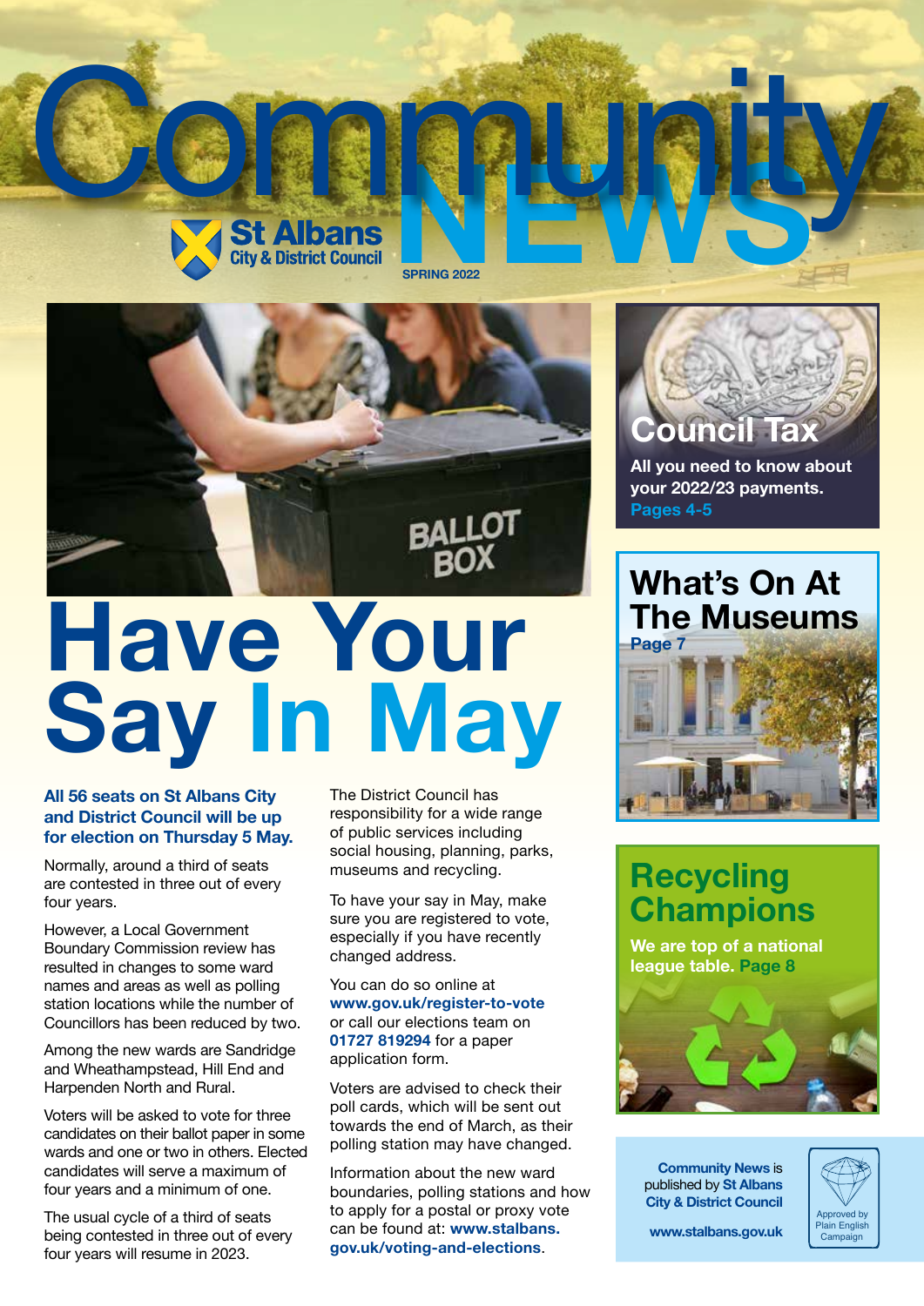# Community NEWS

St Albans City & District Council

SPRING 2022

# Have Your Say In May

**All 56 seats on St Albans City and District Council will be up for election on Thursday 5 May.**

Normally, around a third of seats are contested in three out of every four years.

However, a Local Government Boundary Commission review has resulted in changes to some ward names and areas as well as polling station locations while the number of Councillors has been reduced by two.

Among the new wards are Sandridge and Wheathampstead, Hill End and Harpenden North and Rural.

Voters will be asked to vote for three candidates on their ballot paper in some wards and one or two in others. Elected candidates will serve a maximum of four years and a minimum of one.

The usual cycle of a third of seats being contested in three out of every four years will resume in 2023.

The District Council has responsibility for a wide range of public services including social housing, planning, parks, museums and recycling.

To have your say in May, make sure you are registered to vote, especially if you have recently changed address.

You can do so online at **www.gov.uk/register-to-vote** or call our elections team on **01727 819294** for a paper application form.

Voters are advised to check their poll cards, which will be sent out towards the end of March, as their polling station may have changed.

Information about the new ward boundaries, polling stations and how to apply for a postal or proxy vote can be found at: **www.stalbans.gov.uk/voting-and-elections**.

## Council Tax

All you need to know about your 2022/23 payments. **Pages 4-5**

## What's On At The Museums

**Page 7**

## Recycling Champions

We are top of a national league table. **Page 8**

**Community News** is published by **St Albans City & District Council**

**www.stalbans.gov.uk**

Approved by Plain English Campaign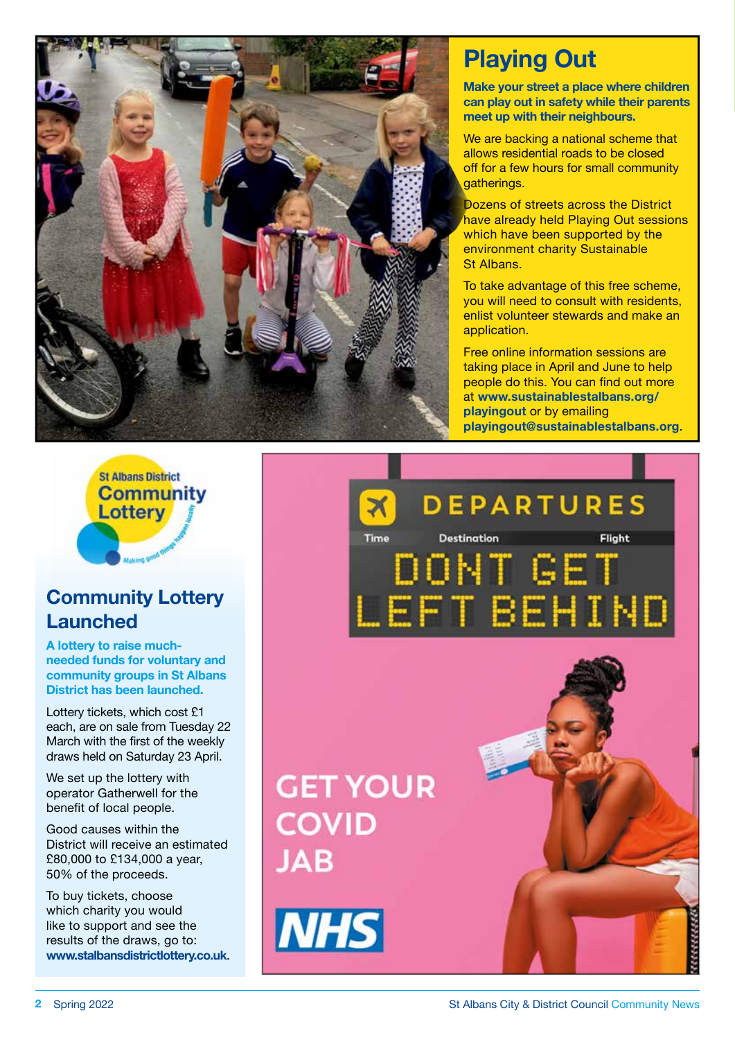## Playing Out

**Make your street a place where children can play out in safety while their parents meet up with their neighbours.**

We are backing a national scheme that allows residential roads to be closed off for a few hours for small community gatherings.

Dozens of streets across the District have already held Playing Out sessions which have been supported by the environment charity Sustainable St Albans.

To take advantage of this free scheme, you will need to consult with residents, enlist volunteer stewards and make an application.

Free online information sessions are taking place in April and June to help people do this. You can find out more at **www.sustainablestalbans.org/playingout** or by emailing **playingout@sustainablestalbans.org**.

St Albans District Community Lottery

## Community Lottery Launched

**A lottery to raise much-needed funds for voluntary and community groups in St Albans District has been launched.**

Lottery tickets, which cost £1 each, are on sale from Tuesday 22 March with the first of the weekly draws held on Saturday 23 April.

We set up the lottery with operator Gatherwell for the benefit of local people.

Good causes within the District will receive an estimated £80,000 to £134,000 a year, 50% of the proceeds.

To buy tickets, choose which charity you would like to support and see the results of the draws, go to: **www.stalbansdistrictlottery.co.uk**.

DEPARTURES

DONT GET LEFT BEHIND

GET YOUR COVID JAB

NHS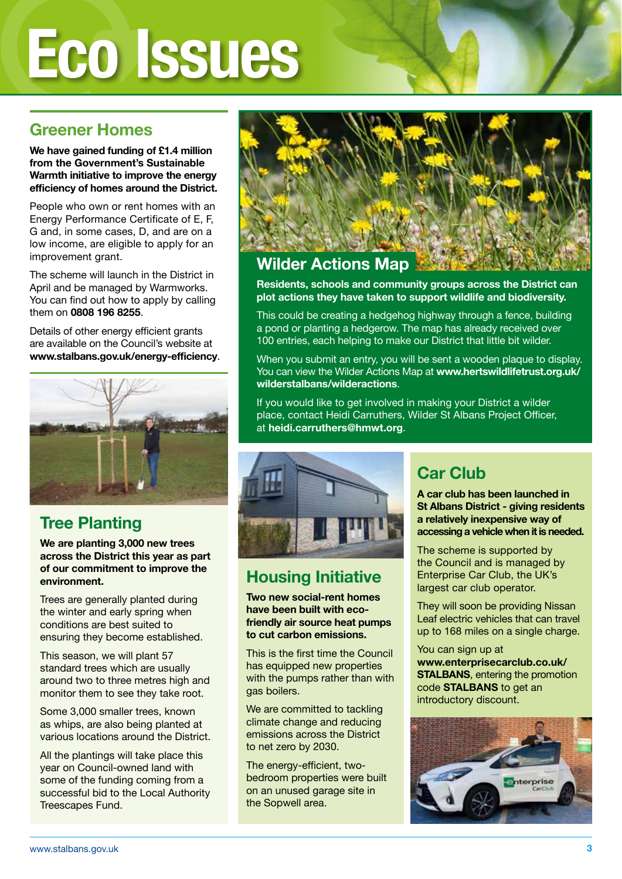# Eco Issues

## Greener Homes

**We have gained funding of £1.4 million from the Government's Sustainable Warmth initiative to improve the energy efficiency of homes around the District.**

People who own or rent homes with an Energy Performance Certificate of E, F, G and, in some cases, D, and are on a low income, are eligible to apply for an improvement grant.

The scheme will launch in the District in April and be managed by Warmworks. You can find out how to apply by calling them on **0808 196 8255**.

Details of other energy efficient grants are available on the Council's website at **www.stalbans.gov.uk/energy-efficiency**.

## Tree Planting

**We are planting 3,000 new trees across the District this year as part of our commitment to improve the environment.**

Trees are generally planted during the winter and early spring when conditions are best suited to ensuring they become established.

This season, we will plant 57 standard trees which are usually around two to three metres high and monitor them to see they take root.

Some 3,000 smaller trees, known as whips, are also being planted at various locations around the District.

All the plantings will take place this year on Council-owned land with some of the funding coming from a successful bid to the Local Authority Treescapes Fund.

## Wilder Actions Map

**Residents, schools and community groups across the District can plot actions they have taken to support wildlife and biodiversity.**

This could be creating a hedgehog highway through a fence, building a pond or planting a hedgerow. The map has already received over 100 entries, each helping to make our District that little bit wilder.

When you submit an entry, you will be sent a wooden plaque to display. You can view the Wilder Actions Map at **www.hertswildlifetrust.org.uk/wilderstalbans/wilderactions**.

If you would like to get involved in making your District a wilder place, contact Heidi Carruthers, Wilder St Albans Project Officer, at **heidi.carruthers@hmwt.org**.

## Housing Initiative

**Two new social-rent homes have been built with eco-friendly air source heat pumps to cut carbon emissions.**

This is the first time the Council has equipped new properties with the pumps rather than with gas boilers.

We are committed to tackling climate change and reducing emissions across the District to net zero by 2030.

The energy-efficient, two-bedroom properties were built on an unused garage site in the Sopwell area.

## Car Club

**A car club has been launched in St Albans District - giving residents a relatively inexpensive way of accessing a vehicle when it is needed.**

The scheme is supported by the Council and is managed by Enterprise Car Club, the UK's largest car club operator.

They will soon be providing Nissan Leaf electric vehicles that can travel up to 168 miles on a single charge.

You can sign up at **www.enterprisecarclub.co.uk/STALBANS**, entering the promotion code **STALBANS** to get an introductory discount.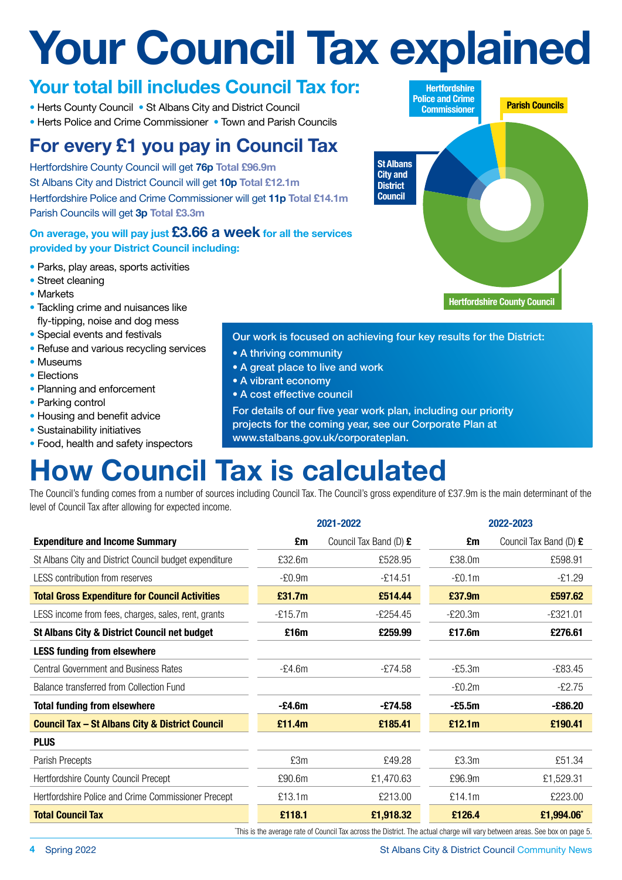# Your Council Tax explained

## Your total bill includes Council Tax for:

- Herts County Council
- St Albans City and District Council
- Herts Police and Crime Commissioner
- Town and Parish Councils

## For every £1 you pay in Council Tax

Hertfordshire County Council will get **76p** **Total £96.9m**
St Albans City and District Council will get **10p** **Total £12.1m**
Hertfordshire Police and Crime Commissioner will get **11p** **Total £14.1m**
Parish Councils will get **3p** **Total £3.3m**

**On average, you will pay just £3.66 a week for all the services provided by your District Council including:**

- Parks, play areas, sports activities
- Street cleaning
- Markets
- Tackling crime and nuisances like fly-tipping, noise and dog mess
- Special events and festivals
- Refuse and various recycling services
- Museums
- Elections
- Planning and enforcement
- Parking control
- Housing and benefit advice
- Sustainability initiatives
- Food, health and safety inspectors

Hertfordshire Police and Crime Commissioner | Parish Councils | St Albans City and District Council | Hertfordshire County Council

Our work is focused on achieving four key results for the District:

- A thriving community
- A great place to live and work
- A vibrant economy
- A cost effective council

For details of our five year work plan, including our priority projects for the coming year, see our Corporate Plan at www.stalbans.gov.uk/corporateplan.

# How Council Tax is calculated

The Council's funding comes from a number of sources including Council Tax. The Council's gross expenditure of £37.9m is the main determinant of the level of Council Tax after allowing for expected income.

| | 2021-2022 | | 2022-2023 | |
|---|---|---|---|---|
| **Expenditure and Income Summary** | **£m** | Council Tax Band (D) **£** | **£m** | Council Tax Band (D) **£** |
| St Albans City and District Council budget expenditure | £32.6m | £528.95 | £38.0m | £598.91 |
| LESS contribution from reserves | -£0.9m | -£14.51 | -£0.1m | -£1.29 |
| **Total Gross Expenditure for Council Activities** | **£31.7m** | **£514.44** | **£37.9m** | **£597.62** |
| LESS income from fees, charges, sales, rent, grants | -£15.7m | -£254.45 | -£20.3m | -£321.01 |
| **St Albans City & District Council net budget** | **£16m** | **£259.99** | **£17.6m** | **£276.61** |
| **LESS funding from elsewhere** | | | | |
| Central Government and Business Rates | -£4.6m | -£74.58 | -£5.3m | -£83.45 |
| Balance transferred from Collection Fund | | | -£0.2m | -£2.75 |
| **Total funding from elsewhere** | **-£4.6m** | **-£74.58** | **-£5.5m** | **-£86.20** |
| **Council Tax – St Albans City & District Council** | **£11.4m** | **£185.41** | **£12.1m** | **£190.41** |
| **PLUS** | | | | |
| Parish Precepts | £3m | £49.28 | £3.3m | £51.34 |
| Hertfordshire County Council Precept | £90.6m | £1,470.63 | £96.9m | £1,529.31 |
| Hertfordshire Police and Crime Commissioner Precept | £13.1m | £213.00 | £14.1m | £223.00 |
| **Total Council Tax** | **£118.1** | **£1,918.32** | **£126.4** | **£1,994.06*** |

*This is the average rate of Council Tax across the District. The actual charge will vary between areas. See box on page 5.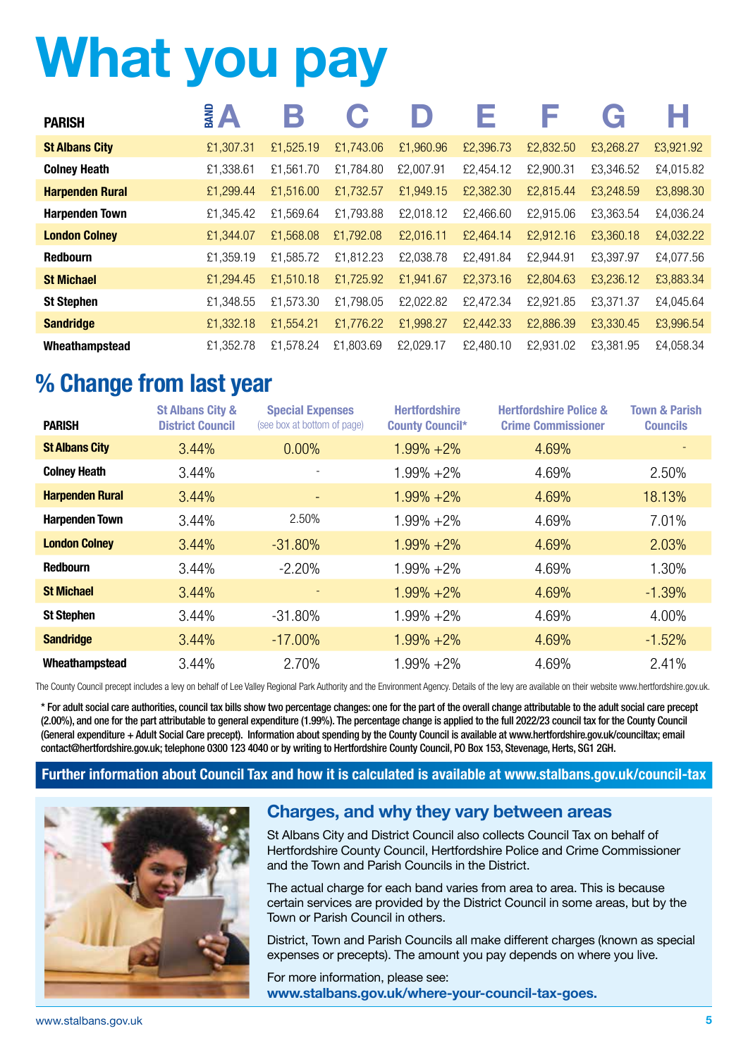# What you pay

| PARISH | BAND A | B | C | D | E | F | G | H |
|---|---|---|---|---|---|---|---|---|
| **St Albans City** | £1,307.31 | £1,525.19 | £1,743.06 | £1,960.96 | £2,396.73 | £2,832.50 | £3,268.27 | £3,921.92 |
| **Colney Heath** | £1,338.61 | £1,561.70 | £1,784.80 | £2,007.91 | £2,454.12 | £2,900.31 | £3,346.52 | £4,015.82 |
| **Harpenden Rural** | £1,299.44 | £1,516.00 | £1,732.57 | £1,949.15 | £2,382.30 | £2,815.44 | £3,248.59 | £3,898.30 |
| **Harpenden Town** | £1,345.42 | £1,569.64 | £1,793.88 | £2,018.12 | £2,466.60 | £2,915.06 | £3,363.54 | £4,036.24 |
| **London Colney** | £1,344.07 | £1,568.08 | £1,792.08 | £2,016.11 | £2,464.14 | £2,912.16 | £3,360.18 | £4,032.22 |
| **Redbourn** | £1,359.19 | £1,585.72 | £1,812.23 | £2,038.78 | £2,491.84 | £2,944.91 | £3,397.97 | £4,077.56 |
| **St Michael** | £1,294.45 | £1,510.18 | £1,725.92 | £1,941.67 | £2,373.16 | £2,804.63 | £3,236.12 | £3,883.34 |
| **St Stephen** | £1,348.55 | £1,573.30 | £1,798.05 | £2,022.82 | £2,472.34 | £2,921.85 | £3,371.37 | £4,045.64 |
| **Sandridge** | £1,332.18 | £1,554.21 | £1,776.22 | £1,998.27 | £2,442.33 | £2,886.39 | £3,330.45 | £3,996.54 |
| **Wheathampstead** | £1,352.78 | £1,578.24 | £1,803.69 | £2,029.17 | £2,480.10 | £2,931.02 | £3,381.95 | £4,058.34 |

## % Change from last year

| PARISH | St Albans City & District Council | Special Expenses (see box at bottom of page) | Hertfordshire County Council* | Hertfordshire Police & Crime Commissioner | Town & Parish Councils |
|---|---|---|---|---|---|
| **St Albans City** | 3.44% | 0.00% | 1.99% +2% | 4.69% | - |
| **Colney Heath** | 3.44% | - | 1.99% +2% | 4.69% | 2.50% |
| **Harpenden Rural** | 3.44% | - | 1.99% +2% | 4.69% | 18.13% |
| **Harpenden Town** | 3.44% | 2.50% | 1.99% +2% | 4.69% | 7.01% |
| **London Colney** | 3.44% | -31.80% | 1.99% +2% | 4.69% | 2.03% |
| **Redbourn** | 3.44% | -2.20% | 1.99% +2% | 4.69% | 1.30% |
| **St Michael** | 3.44% | - | 1.99% +2% | 4.69% | -1.39% |
| **St Stephen** | 3.44% | -31.80% | 1.99% +2% | 4.69% | 4.00% |
| **Sandridge** | 3.44% | -17.00% | 1.99% +2% | 4.69% | -1.52% |
| **Wheathampstead** | 3.44% | 2.70% | 1.99% +2% | 4.69% | 2.41% |

The County Council precept includes a levy on behalf of Lee Valley Regional Park Authority and the Environment Agency. Details of the levy are available on their website www.hertfordshire.gov.uk.

**\* For adult social care authorities, council tax bills show two percentage changes: one for the part of the overall change attributable to the adult social care precept (2.00%), and one for the part attributable to general expenditure (1.99%). The percentage change is applied to the full 2022/23 council tax for the County Council (General expenditure + Adult Social Care precept). Information about spending by the County Council is available at www.hertfordshire.gov.uk/counciltax; email contact@hertfordshire.gov.uk; telephone 0300 123 4040 or by writing to Hertfordshire County Council, PO Box 153, Stevenage, Herts, SG1 2GH.**

**Further information about Council Tax and how it is calculated is available at www.stalbans.gov.uk/council-tax**

### Charges, and why they vary between areas

St Albans City and District Council also collects Council Tax on behalf of Hertfordshire County Council, Hertfordshire Police and Crime Commissioner and the Town and Parish Councils in the District.

The actual charge for each band varies from area to area. This is because certain services are provided by the District Council in some areas, but by the Town or Parish Council in others.

District, Town and Parish Councils all make different charges (known as special expenses or precepts). The amount you pay depends on where you live.

For more information, please see:
**www.stalbans.gov.uk/where-your-council-tax-goes.**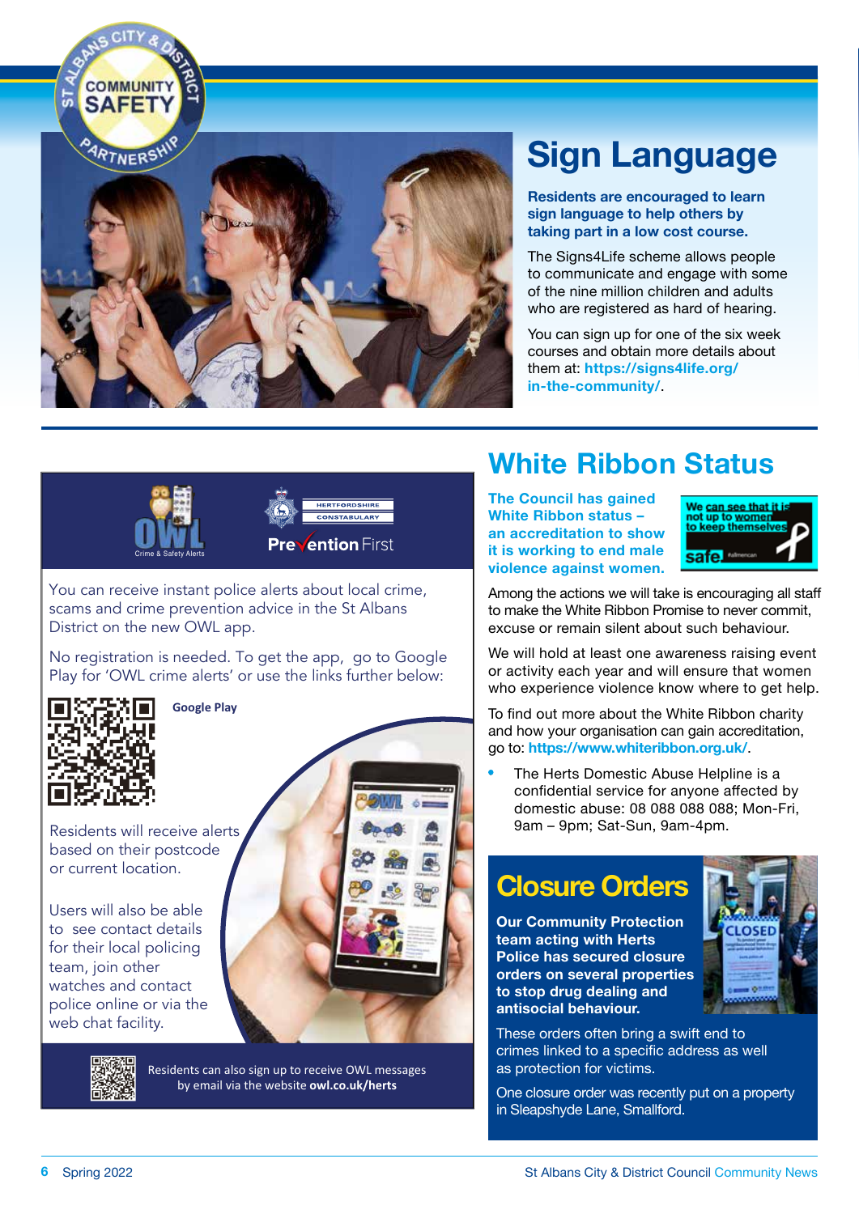# Sign Language

**Residents are encouraged to learn sign language to help others by taking part in a low cost course.**

The Signs4Life scheme allows people to communicate and engage with some of the nine million children and adults who are registered as hard of hearing.

You can sign up for one of the six week courses and obtain more details about them at: **https://signs4life.org/in-the-community/**.

# White Ribbon Status

**The Council has gained White Ribbon status – an accreditation to show it is working to end male violence against women.**

Among the actions we will take is encouraging all staff to make the White Ribbon Promise to never commit, excuse or remain silent about such behaviour.

We will hold at least one awareness raising event or activity each year and will ensure that women who experience violence know where to get help.

To find out more about the White Ribbon charity and how your organisation can gain accreditation, go to: **https://www.whiteribbon.org.uk/**.

- The Herts Domestic Abuse Helpline is a confidential service for anyone affected by domestic abuse: 08 088 088 088; Mon-Fri, 9am – 9pm; Sat-Sun, 9am-4pm.

OWL Crime & Safety Alerts — Hertfordshire Constabulary — Prevention First

You can receive instant police alerts about local crime, scams and crime prevention advice in the St Albans District on the new OWL app.

No registration is needed. To get the app, go to Google Play for 'OWL crime alerts' or use the links further below:

**Google Play**

Residents will receive alerts based on their postcode or current location.

Users will also be able to see contact details for their local policing team, join other watches and contact police online or via the web chat facility.

Residents can also sign up to receive OWL messages by email via the website **owl.co.uk/herts**

# Closure Orders

**Our Community Protection team acting with Herts Police has secured closure orders on several properties to stop drug dealing and antisocial behaviour.**

These orders often bring a swift end to crimes linked to a specific address as well as protection for victims.

One closure order was recently put on a property in Sleapshyde Lane, Smallford.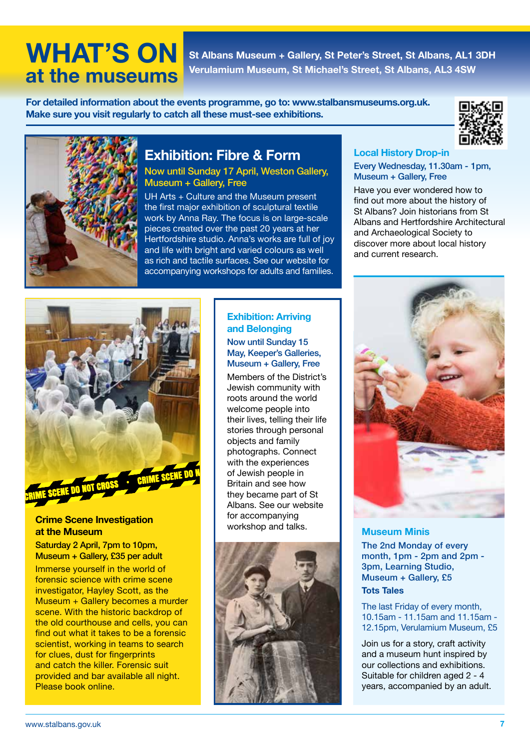# WHAT'S ON at the museums

**St Albans Museum + Gallery, St Peter's Street, St Albans, AL1 3DH**
**Verulamium Museum, St Michael's Street, St Albans, AL3 4SW**

**For detailed information about the events programme, go to: www.stalbansmuseums.org.uk. Make sure you visit regularly to catch all these must-see exhibitions.**

## Exhibition: Fibre & Form

**Now until Sunday 17 April, Weston Gallery, Museum + Gallery, Free**

UH Arts + Culture and the Museum present the first major exhibition of sculptural textile work by Anna Ray. The focus is on large-scale pieces created over the past 20 years at her Hertfordshire studio. Anna's works are full of joy and life with bright and varied colours as well as rich and tactile surfaces. See our website for accompanying workshops for adults and families.

## Local History Drop-in

**Every Wednesday, 11.30am - 1pm, Museum + Gallery, Free**

Have you ever wondered how to find out more about the history of St Albans? Join historians from St Albans and Hertfordshire Architectural and Archaeological Society to discover more about local history and current research.

## Crime Scene Investigation at the Museum

**Saturday 2 April, 7pm to 10pm, Museum + Gallery, £35 per adult**

Immerse yourself in the world of forensic science with crime scene investigator, Hayley Scott, as the Museum + Gallery becomes a murder scene. With the historic backdrop of the old courthouse and cells, you can find out what it takes to be a forensic scientist, working in teams to search for clues, dust for fingerprints and catch the killer. Forensic suit provided and bar available all night. Please book online.

## Exhibition: Arriving and Belonging

**Now until Sunday 15 May, Keeper's Galleries, Museum + Gallery, Free**

Members of the District's Jewish community with roots around the world welcome people into their lives, telling their life stories through personal objects and family photographs. Connect with the experiences of Jewish people in Britain and see how they became part of St Albans. See our website for accompanying workshop and talks.

## Museum Minis

**The 2nd Monday of every month, 1pm - 2pm and 2pm - 3pm, Learning Studio, Museum + Gallery, £5**

**Tots Tales**

The last Friday of every month, 10.15am - 11.15am and 11.15am - 12.15pm, Verulamium Museum, £5

Join us for a story, craft activity and a museum hunt inspired by our collections and exhibitions. Suitable for children aged 2 - 4 years, accompanied by an adult.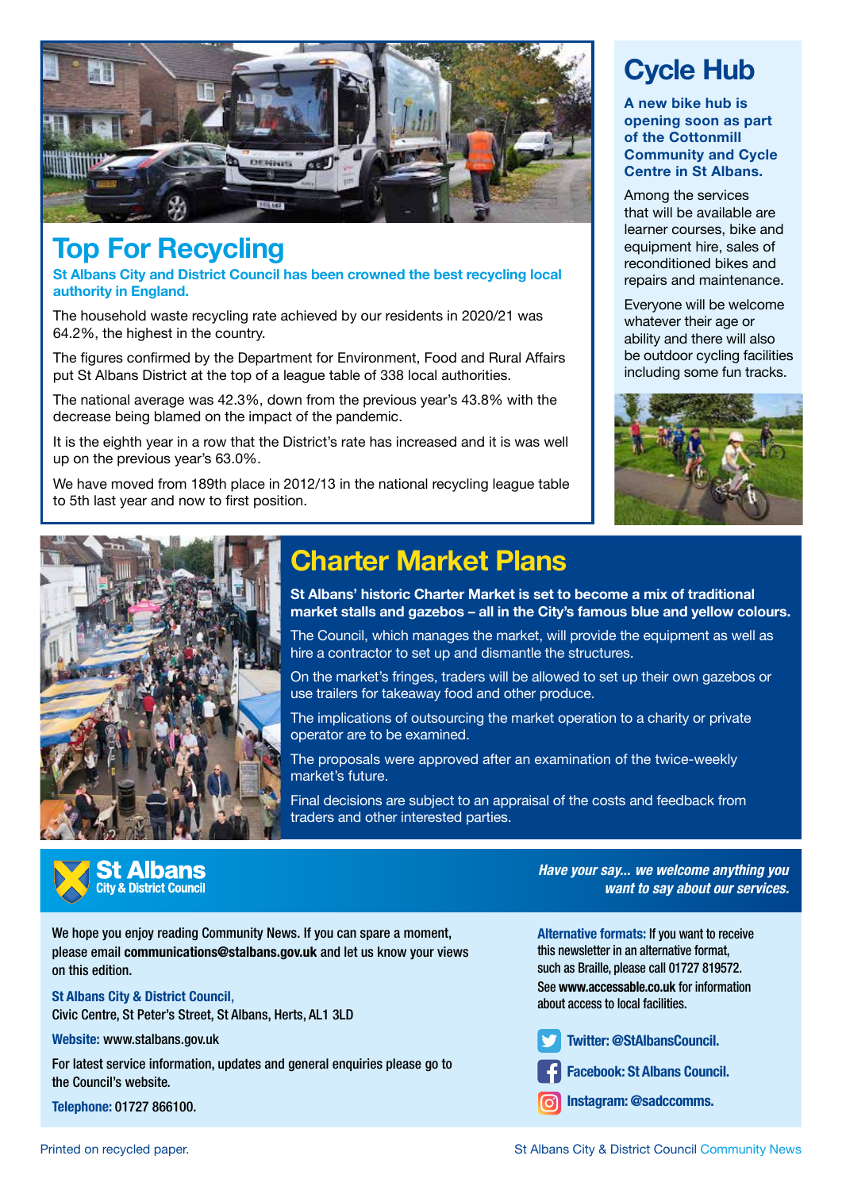## Top For Recycling

**St Albans City and District Council has been crowned the best recycling local authority in England.**

The household waste recycling rate achieved by our residents in 2020/21 was 64.2%, the highest in the country.

The figures confirmed by the Department for Environment, Food and Rural Affairs put St Albans District at the top of a league table of 338 local authorities.

The national average was 42.3%, down from the previous year's 43.8% with the decrease being blamed on the impact of the pandemic.

It is the eighth year in a row that the District's rate has increased and it is was well up on the previous year's 63.0%.

We have moved from 189th place in 2012/13 in the national recycling league table to 5th last year and now to first position.

## Cycle Hub

**A new bike hub is opening soon as part of the Cottonmill Community and Cycle Centre in St Albans.**

Among the services that will be available are learner courses, bike and equipment hire, sales of reconditioned bikes and repairs and maintenance.

Everyone will be welcome whatever their age or ability and there will also be outdoor cycling facilities including some fun tracks.

## Charter Market Plans

**St Albans' historic Charter Market is set to become a mix of traditional market stalls and gazebos – all in the City's famous blue and yellow colours.**

The Council, which manages the market, will provide the equipment as well as hire a contractor to set up and dismantle the structures.

On the market's fringes, traders will be allowed to set up their own gazebos or use trailers for takeaway food and other produce.

The implications of outsourcing the market operation to a charity or private operator are to be examined.

The proposals were approved after an examination of the twice-weekly market's future.

Final decisions are subject to an appraisal of the costs and feedback from traders and other interested parties.

**St Albans**
**City & District Council**

***Have your say... we welcome anything you want to say about our services.***

We hope you enjoy reading Community News. If you can spare a moment, please email **communications@stalbans.gov.uk** and let us know your views on this edition.

**St Albans City & District Council,**
Civic Centre, St Peter's Street, St Albans, Herts, AL1 3LD

**Website:** www.stalbans.gov.uk

For latest service information, updates and general enquiries please go to the Council's website.

**Telephone:** 01727 866100.

**Alternative formats:** If you want to receive this newsletter in an alternative format, such as Braille, please call 01727 819572. See **www.accessable.co.uk** for information about access to local facilities.

**Twitter: @StAlbansCouncil.**

**Facebook: St Albans Council.**

**Instagram: @sadccomms.**

Printed on recycled paper.